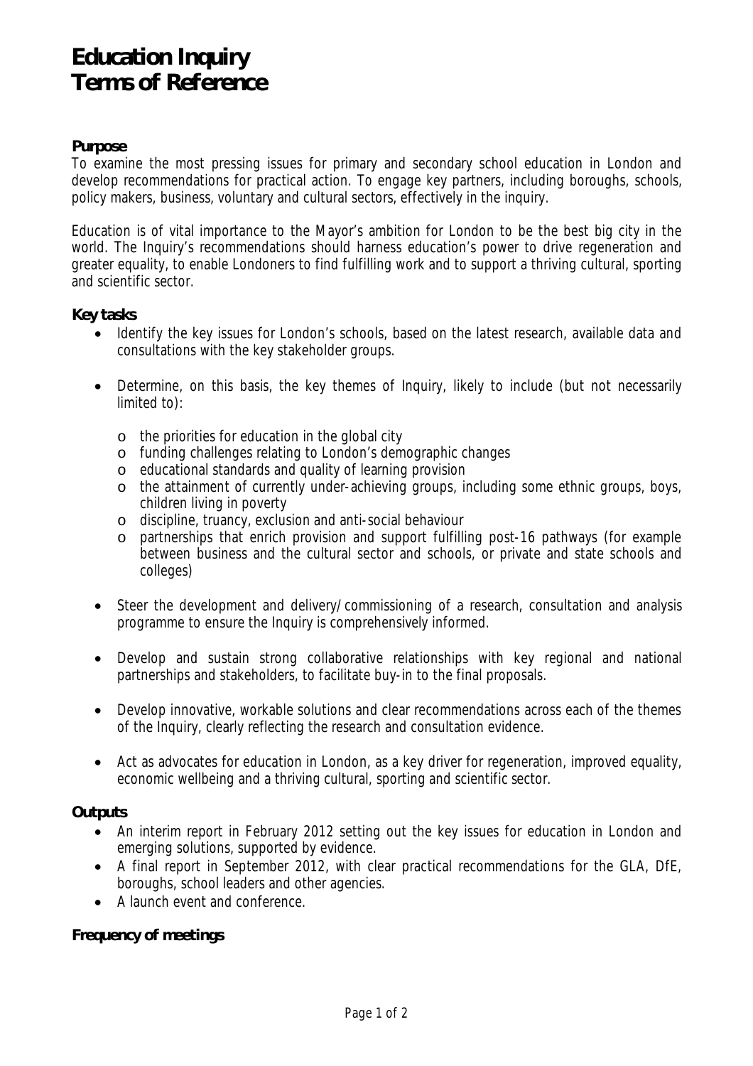# Education Inquiry
# Terms of Reference

**Purpose**

To examine the most pressing issues for primary and secondary school education in London and develop recommendations for practical action. To engage key partners, including boroughs, schools, policy makers, business, voluntary and cultural sectors, effectively in the inquiry.

Education is of vital importance to the Mayor's ambition for London to be the best big city in the world. The Inquiry's recommendations should harness education's power to drive regeneration and greater equality, to enable Londoners to find fulfilling work and to support a thriving cultural, sporting and scientific sector.

**Key tasks**

- Identify the key issues for London's schools, based on the latest research, available data and consultations with the key stakeholder groups.
- Determine, on this basis, the key themes of Inquiry, likely to include (but not necessarily limited to):
  - the priorities for education in the global city
  - funding challenges relating to London's demographic changes
  - educational standards and quality of learning provision
  - the attainment of currently under-achieving groups, including some ethnic groups, boys, children living in poverty
  - discipline, truancy, exclusion and anti-social behaviour
  - partnerships that enrich provision and support fulfilling post-16 pathways (for example between business and the cultural sector and schools, or private and state schools and colleges)
- Steer the development and delivery/commissioning of a research, consultation and analysis programme to ensure the Inquiry is comprehensively informed.
- Develop and sustain strong collaborative relationships with key regional and national partnerships and stakeholders, to facilitate buy-in to the final proposals.
- Develop innovative, workable solutions and clear recommendations across each of the themes of the Inquiry, clearly reflecting the research and consultation evidence.
- Act as advocates for education in London, as a key driver for regeneration, improved equality, economic wellbeing and a thriving cultural, sporting and scientific sector.

**Outputs**

- An interim report in February 2012 setting out the key issues for education in London and emerging solutions, supported by evidence.
- A final report in September 2012, with clear practical recommendations for the GLA, DfE, boroughs, school leaders and other agencies.
- A launch event and conference.

**Frequency of meetings**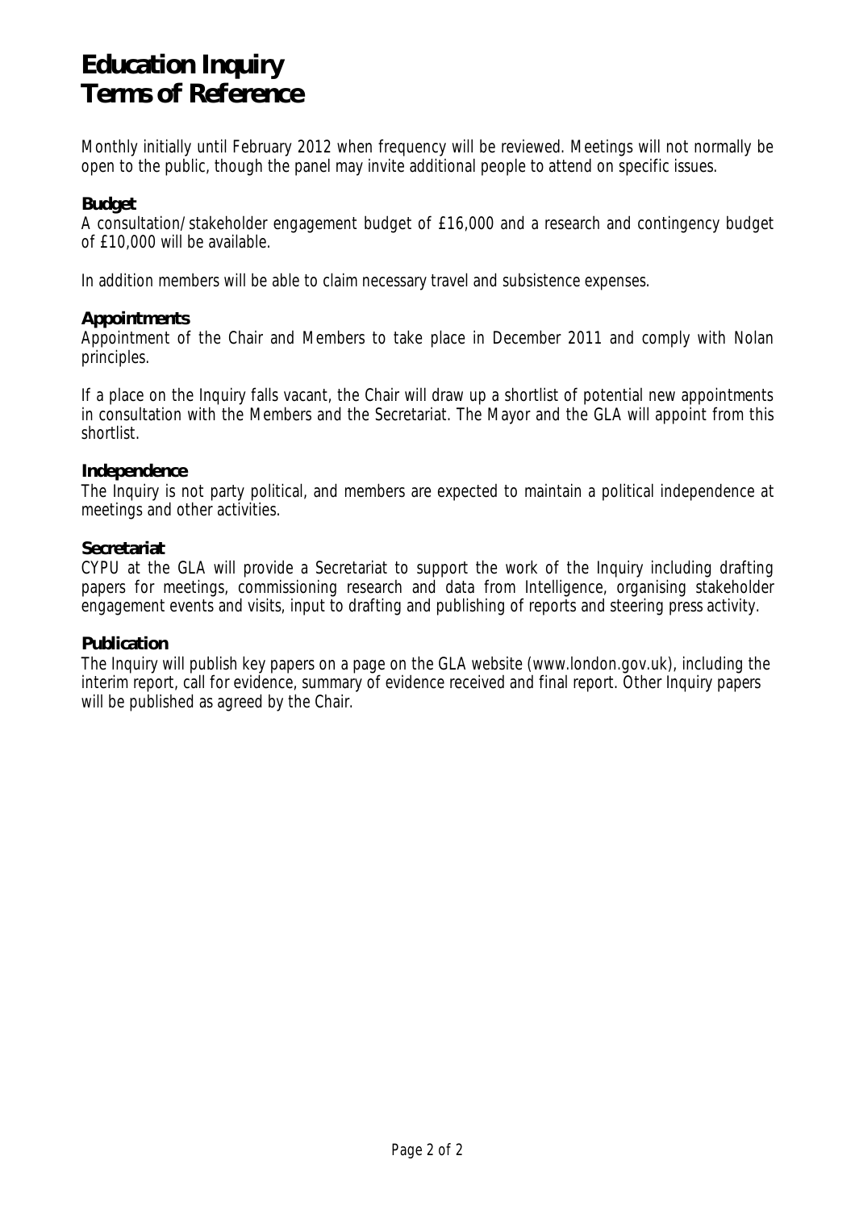# Education Inquiry
# Terms of Reference

Monthly initially until February 2012 when frequency will be reviewed. Meetings will not normally be open to the public, though the panel may invite additional people to attend on specific issues.

**Budget**
A consultation/stakeholder engagement budget of £16,000 and a research and contingency budget of £10,000 will be available.

In addition members will be able to claim necessary travel and subsistence expenses.

**Appointments**
Appointment of the Chair and Members to take place in December 2011 and comply with Nolan principles.

If a place on the Inquiry falls vacant, the Chair will draw up a shortlist of potential new appointments in consultation with the Members and the Secretariat. The Mayor and the GLA will appoint from this shortlist.

**Independence**
The Inquiry is not party political, and members are expected to maintain a political independence at meetings and other activities.

**Secretariat**
CYPU at the GLA will provide a Secretariat to support the work of the Inquiry including drafting papers for meetings, commissioning research and data from Intelligence, organising stakeholder engagement events and visits, input to drafting and publishing of reports and steering press activity.

**Publication**
The Inquiry will publish key papers on a page on the GLA website (www.london.gov.uk), including the interim report, call for evidence, summary of evidence received and final report. Other Inquiry papers will be published as agreed by the Chair.